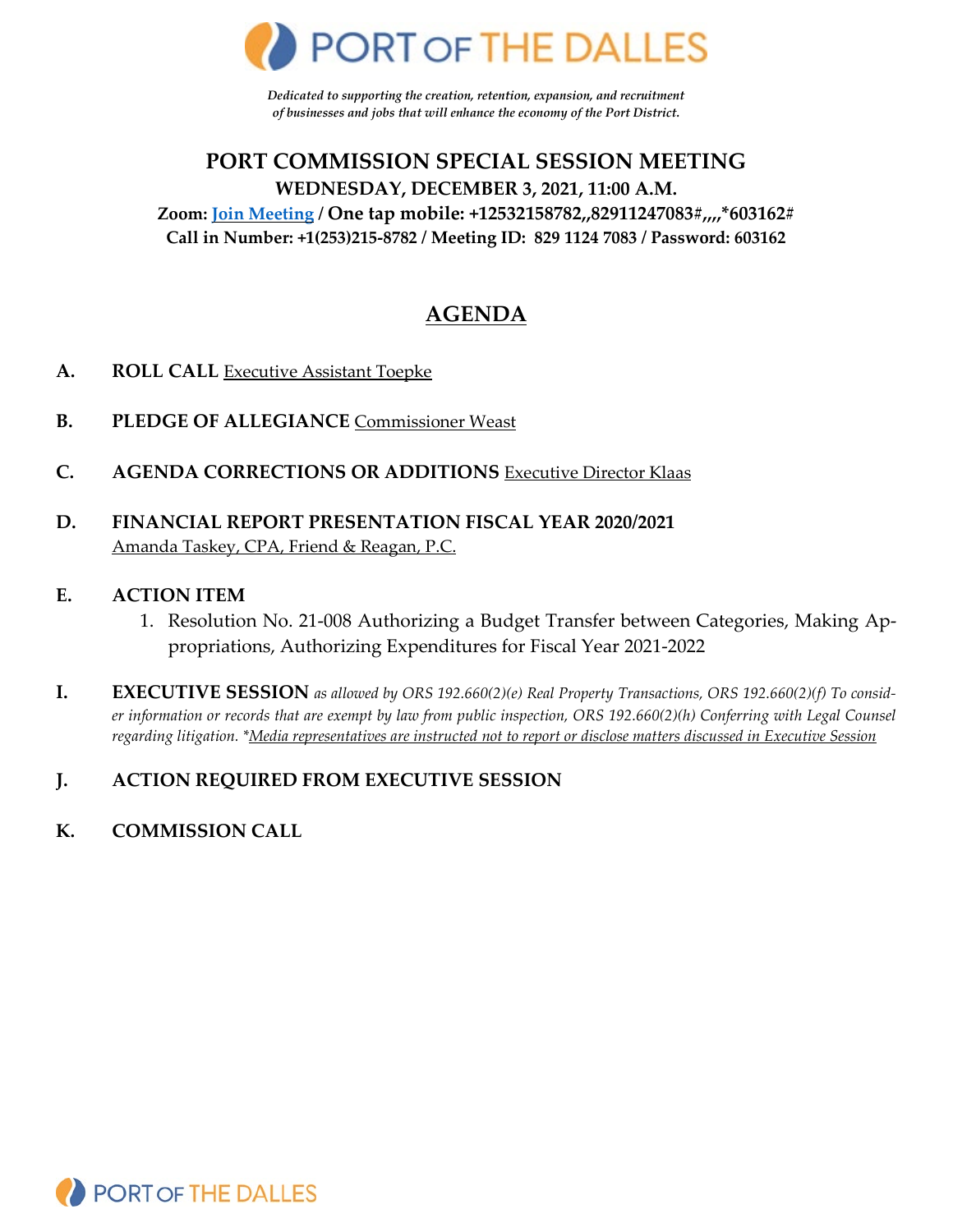# PORT OF THE DALLES

*Dedicated to supporting the creation, retention, expansion, and recruitment of businesses and jobs that will enhance the economy of the Port District.*

## PORT COMMISSION SPECIAL SESSION MEETING

**WEDNESDAY, DECEMBER 3, 2021, 11:00 A.M.**

**Zoom: Join Meeting / One tap mobile: +12532158782,,82911247083#,,,,*603162#**

**Call in Number: +1(253)215-8782 / Meeting ID: 829 1124 7083 / Password: 603162**

## AGENDA

**A. ROLL CALL** Executive Assistant Toepke

**B. PLEDGE OF ALLEGIANCE** Commissioner Weast

**C. AGENDA CORRECTIONS OR ADDITIONS** Executive Director Klaas

**D. FINANCIAL REPORT PRESENTATION FISCAL YEAR 2020/2021**
Amanda Taskey, CPA, Friend & Reagan, P.C.

**E. ACTION ITEM**

1. Resolution No. 21-008 Authorizing a Budget Transfer between Categories, Making Appropriations, Authorizing Expenditures for Fiscal Year 2021-2022

**I. EXECUTIVE SESSION** *as allowed by ORS 192.660(2)(e) Real Property Transactions, ORS 192.660(2)(f) To consider information or records that are exempt by law from public inspection, ORS 192.660(2)(h) Conferring with Legal Counsel regarding litigation. *Media representatives are instructed not to report or disclose matters discussed in Executive Session*

**J. ACTION REQUIRED FROM EXECUTIVE SESSION**

**K. COMMISSION CALL**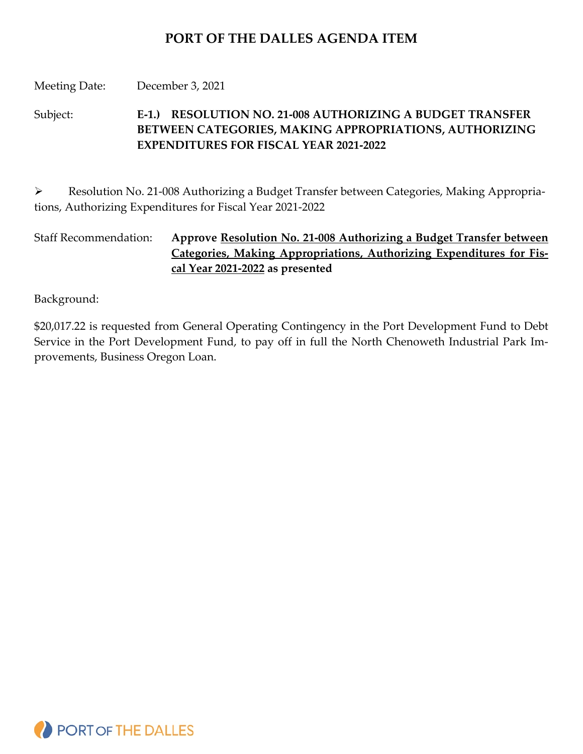# PORT OF THE DALLES AGENDA ITEM

Meeting Date: December 3, 2021

Subject: **E-1.) RESOLUTION NO. 21-008 AUTHORIZING A BUDGET TRANSFER BETWEEN CATEGORIES, MAKING APPROPRIATIONS, AUTHORIZING EXPENDITURES FOR FISCAL YEAR 2021-2022**

➢ Resolution No. 21-008 Authorizing a Budget Transfer between Categories, Making Appropriations, Authorizing Expenditures for Fiscal Year 2021-2022

Staff Recommendation: **Approve <u>Resolution No. 21-008 Authorizing a Budget Transfer between Categories, Making Appropriations, Authorizing Expenditures for Fiscal Year 2021-2022</u> as presented**

Background:

$20,017.22 is requested from General Operating Contingency in the Port Development Fund to Debt Service in the Port Development Fund, to pay off in full the North Chenoweth Industrial Park Improvements, Business Oregon Loan.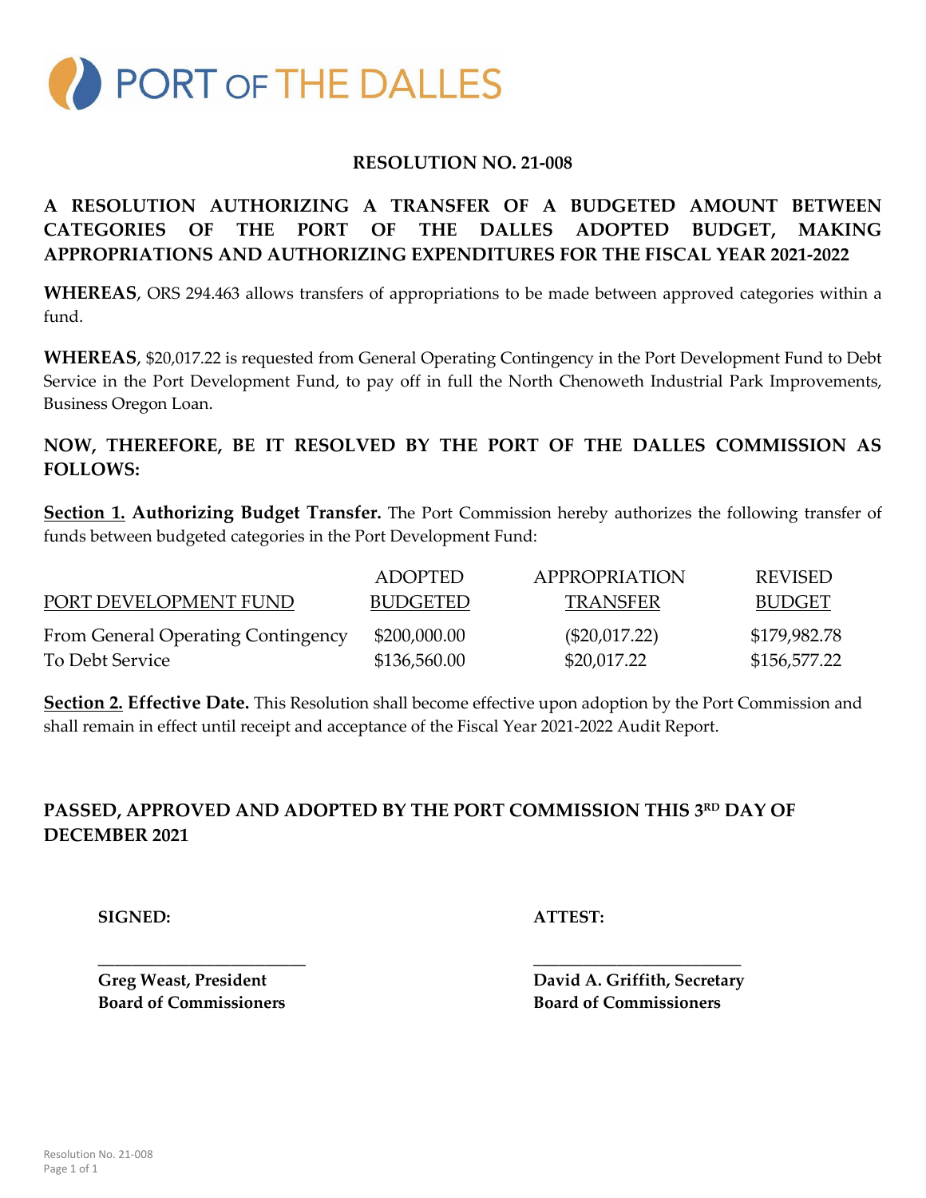PORT OF THE DALLES

# RESOLUTION NO. 21-008

## A RESOLUTION AUTHORIZING A TRANSFER OF A BUDGETED AMOUNT BETWEEN CATEGORIES OF THE PORT OF THE DALLES ADOPTED BUDGET, MAKING APPROPRIATIONS AND AUTHORIZING EXPENDITURES FOR THE FISCAL YEAR 2021-2022

**WHEREAS**, ORS 294.463 allows transfers of appropriations to be made between approved categories within a fund.

**WHEREAS**, $20,017.22 is requested from General Operating Contingency in the Port Development Fund to Debt Service in the Port Development Fund, to pay off in full the North Chenoweth Industrial Park Improvements, Business Oregon Loan.

**NOW, THEREFORE, BE IT RESOLVED BY THE PORT OF THE DALLES COMMISSION AS FOLLOWS:**

**Section 1. Authorizing Budget Transfer.** The Port Commission hereby authorizes the following transfer of funds between budgeted categories in the Port Development Fund:

| PORT DEVELOPMENT FUND | ADOPTED BUDGETED | APPROPRIATION TRANSFER | REVISED BUDGET |
|---|---|---|---|
| From General Operating Contingency | $200,000.00 | ($20,017.22) | $179,982.78 |
| To Debt Service | $136,560.00 | $20,017.22 | $156,577.22 |

**Section 2. Effective Date.** This Resolution shall become effective upon adoption by the Port Commission and shall remain in effect until receipt and acceptance of the Fiscal Year 2021-2022 Audit Report.

**PASSED, APPROVED AND ADOPTED BY THE PORT COMMISSION THIS 3RD DAY OF DECEMBER 2021**

**SIGNED:**

\_\_\_\_\_\_\_\_\_\_\_\_\_\_\_\_\_\_\_\_\_\_\_\_\_\_

**Greg Weast, President**
**Board of Commissioners**

**ATTEST:**

\_\_\_\_\_\_\_\_\_\_\_\_\_\_\_\_\_\_\_\_\_\_\_\_\_\_

**David A. Griffith, Secretary**
**Board of Commissioners**